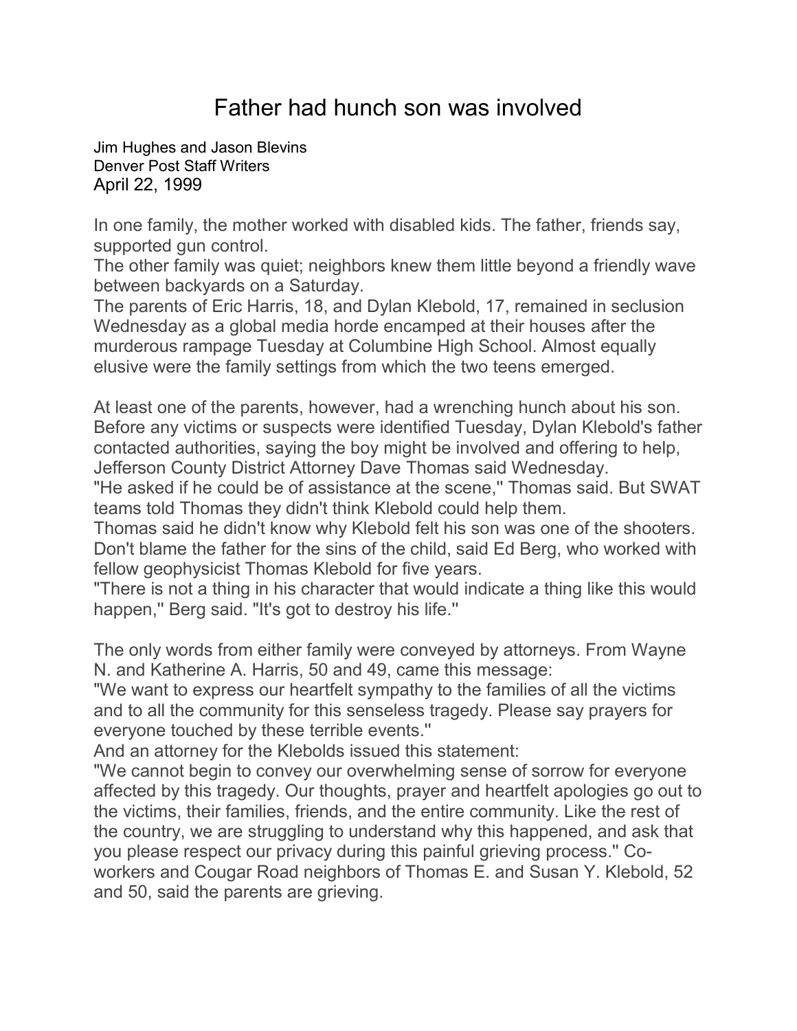# Father had hunch son was involved

Jim Hughes and Jason Blevins
Denver Post Staff Writers
April 22, 1999

In one family, the mother worked with disabled kids. The father, friends say, supported gun control.
The other family was quiet; neighbors knew them little beyond a friendly wave between backyards on a Saturday.
The parents of Eric Harris, 18, and Dylan Klebold, 17, remained in seclusion Wednesday as a global media horde encamped at their houses after the murderous rampage Tuesday at Columbine High School. Almost equally elusive were the family settings from which the two teens emerged.

At least one of the parents, however, had a wrenching hunch about his son. Before any victims or suspects were identified Tuesday, Dylan Klebold's father contacted authorities, saying the boy might be involved and offering to help, Jefferson County District Attorney Dave Thomas said Wednesday.
"He asked if he could be of assistance at the scene,'' Thomas said. But SWAT teams told Thomas they didn't think Klebold could help them.
Thomas said he didn't know why Klebold felt his son was one of the shooters.
Don't blame the father for the sins of the child, said Ed Berg, who worked with fellow geophysicist Thomas Klebold for five years.
"There is not a thing in his character that would indicate a thing like this would happen,'' Berg said. "It's got to destroy his life.''

The only words from either family were conveyed by attorneys. From Wayne N. and Katherine A. Harris, 50 and 49, came this message:
"We want to express our heartfelt sympathy to the families of all the victims and to all the community for this senseless tragedy. Please say prayers for everyone touched by these terrible events.''
And an attorney for the Klebolds issued this statement:
"We cannot begin to convey our overwhelming sense of sorrow for everyone affected by this tragedy. Our thoughts, prayer and heartfelt apologies go out to the victims, their families, friends, and the entire community. Like the rest of the country, we are struggling to understand why this happened, and ask that you please respect our privacy during this painful grieving process.'' Co-workers and Cougar Road neighbors of Thomas E. and Susan Y. Klebold, 52 and 50, said the parents are grieving.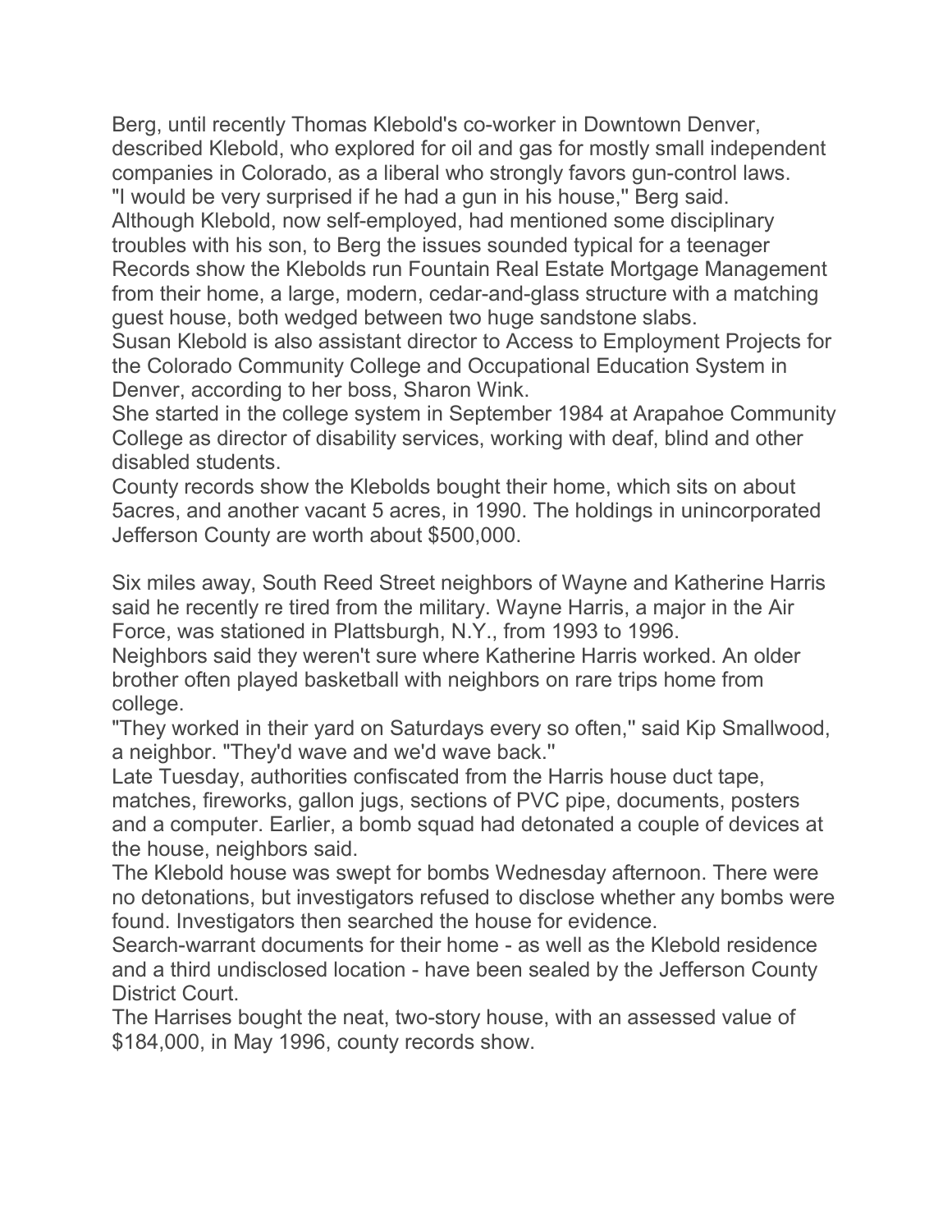Berg, until recently Thomas Klebold's co-worker in Downtown Denver, described Klebold, who explored for oil and gas for mostly small independent companies in Colorado, as a liberal who strongly favors gun-control laws.

"I would be very surprised if he had a gun in his house,'' Berg said.

Although Klebold, now self-employed, had mentioned some disciplinary troubles with his son, to Berg the issues sounded typical for a teenager

Records show the Klebolds run Fountain Real Estate Mortgage Management from their home, a large, modern, cedar-and-glass structure with a matching guest house, both wedged between two huge sandstone slabs.

Susan Klebold is also assistant director to Access to Employment Projects for the Colorado Community College and Occupational Education System in Denver, according to her boss, Sharon Wink.

She started in the college system in September 1984 at Arapahoe Community College as director of disability services, working with deaf, blind and other disabled students.

County records show the Klebolds bought their home, which sits on about 5acres, and another vacant 5 acres, in 1990. The holdings in unincorporated Jefferson County are worth about $500,000.

Six miles away, South Reed Street neighbors of Wayne and Katherine Harris said he recently re tired from the military. Wayne Harris, a major in the Air Force, was stationed in Plattsburgh, N.Y., from 1993 to 1996.

Neighbors said they weren't sure where Katherine Harris worked. An older brother often played basketball with neighbors on rare trips home from college.

"They worked in their yard on Saturdays every so often,'' said Kip Smallwood, a neighbor. "They'd wave and we'd wave back.''

Late Tuesday, authorities confiscated from the Harris house duct tape, matches, fireworks, gallon jugs, sections of PVC pipe, documents, posters and a computer. Earlier, a bomb squad had detonated a couple of devices at the house, neighbors said.

The Klebold house was swept for bombs Wednesday afternoon. There were no detonations, but investigators refused to disclose whether any bombs were found. Investigators then searched the house for evidence.

Search-warrant documents for their home - as well as the Klebold residence and a third undisclosed location - have been sealed by the Jefferson County District Court.

The Harrises bought the neat, two-story house, with an assessed value of $184,000, in May 1996, county records show.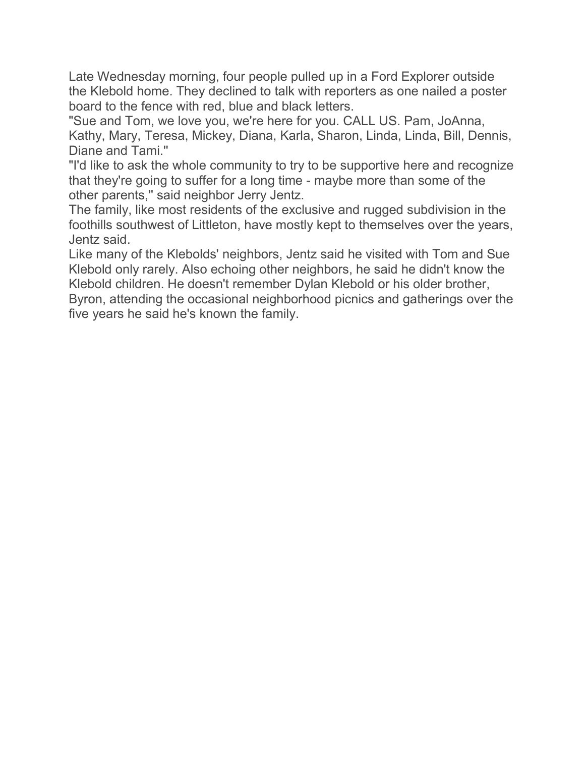Late Wednesday morning, four people pulled up in a Ford Explorer outside the Klebold home. They declined to talk with reporters as one nailed a poster board to the fence with red, blue and black letters.

"Sue and Tom, we love you, we're here for you. CALL US. Pam, JoAnna, Kathy, Mary, Teresa, Mickey, Diana, Karla, Sharon, Linda, Linda, Bill, Dennis, Diane and Tami."

"I'd like to ask the whole community to try to be supportive here and recognize that they're going to suffer for a long time - maybe more than some of the other parents," said neighbor Jerry Jentz.

The family, like most residents of the exclusive and rugged subdivision in the foothills southwest of Littleton, have mostly kept to themselves over the years, Jentz said.

Like many of the Klebolds' neighbors, Jentz said he visited with Tom and Sue Klebold only rarely. Also echoing other neighbors, he said he didn't know the Klebold children. He doesn't remember Dylan Klebold or his older brother, Byron, attending the occasional neighborhood picnics and gatherings over the five years he said he's known the family.